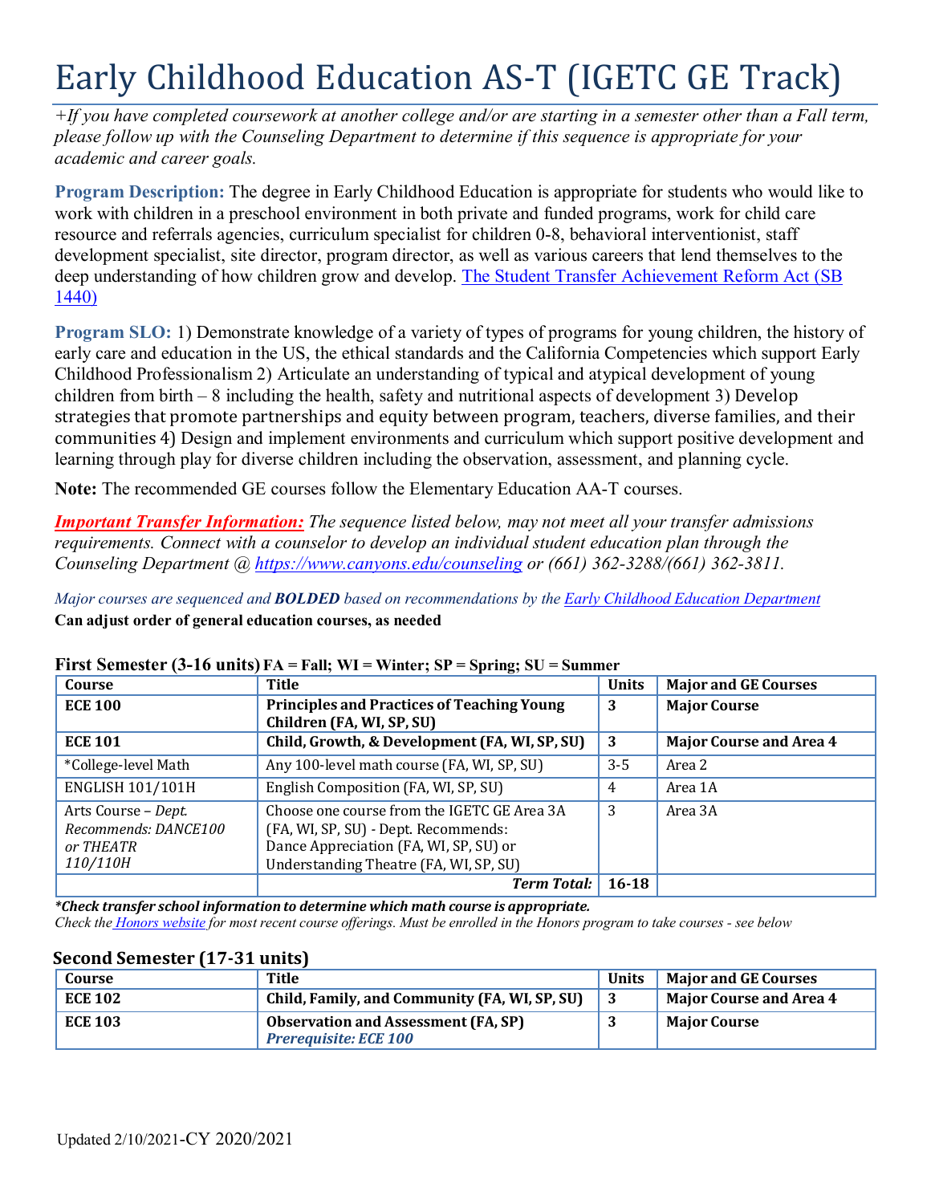# Early Childhood Education AS-T (IGETC GE Track)

*+If you have completed coursework at another college and/or are starting in a semester other than a Fall term, please follow up with the Counseling Department to determine if this sequence is appropriate for your academic and career goals.*

**Program Description:** The degree in Early Childhood Education is appropriate for students who would like to work with children in a preschool environment in both private and funded programs, work for child care resource and referrals agencies, curriculum specialist for children 0-8, behavioral interventionist, staff development specialist, site director, program director, as well as various careers that lend themselves to the deep understanding of how children grow and develop. [The Student Transfer Achievement Reform Act (SB 1440)](#)

**Program SLO:** 1) Demonstrate knowledge of a variety of types of programs for young children, the history of early care and education in the US, the ethical standards and the California Competencies which support Early Childhood Professionalism 2) Articulate an understanding of typical and atypical development of young children from birth – 8 including the health, safety and nutritional aspects of development 3) Develop strategies that promote partnerships and equity between program, teachers, diverse families, and their communities 4) Design and implement environments and curriculum which support positive development and learning through play for diverse children including the observation, assessment, and planning cycle.

**Note:** The recommended GE courses follow the Elementary Education AA-T courses.

***Important Transfer Information:*** *The sequence listed below, may not meet all your transfer admissions requirements. Connect with a counselor to develop an individual student education plan through the Counseling Department @ https://www.canyons.edu/counseling or (661) 362-3288/(661) 362-3811.*

*Major courses are sequenced and* ***BOLDED*** *based on recommendations by the Early Childhood Education Department*

**Can adjust order of general education courses, as needed**

**First Semester (3-16 units)** FA = Fall; WI = Winter; SP = Spring; SU = Summer

| Course | Title | Units | Major and GE Courses |
|---|---|---|---|
| **ECE 100** | **Principles and Practices of Teaching Young Children (FA, WI, SP, SU)** | **3** | **Major Course** |
| **ECE 101** | **Child, Growth, & Development (FA, WI, SP, SU)** | **3** | **Major Course and Area 4** |
| *College-level Math | Any 100-level math course (FA, WI, SP, SU) | 3-5 | Area 2 |
| ENGLISH 101/101H | English Composition (FA, WI, SP, SU) | 4 | Area 1A |
| Arts Course – *Dept. Recommends: DANCE100 or THEATR 110/110H* | Choose one course from the IGETC GE Area 3A (FA, WI, SP, SU) - Dept. Recommends: Dance Appreciation (FA, WI, SP, SU) or Understanding Theatre (FA, WI, SP, SU) | 3 | Area 3A |
| | ***Term Total:*** | **16-18** | |

***Check transfer school information to determine which math course is appropriate.***

*Check the Honors website for most recent course offerings. Must be enrolled in the Honors program to take courses - see below*

**Second Semester (17-31 units)**

| Course | Title | Units | Major and GE Courses |
|---|---|---|---|
| **ECE 102** | **Child, Family, and Community (FA, WI, SP, SU)** | **3** | **Major Course and Area 4** |
| **ECE 103** | **Observation and Assessment (FA, SP)** ***Prerequisite: ECE 100*** | **3** | **Major Course** |

Updated 2/10/2021-CY 2020/2021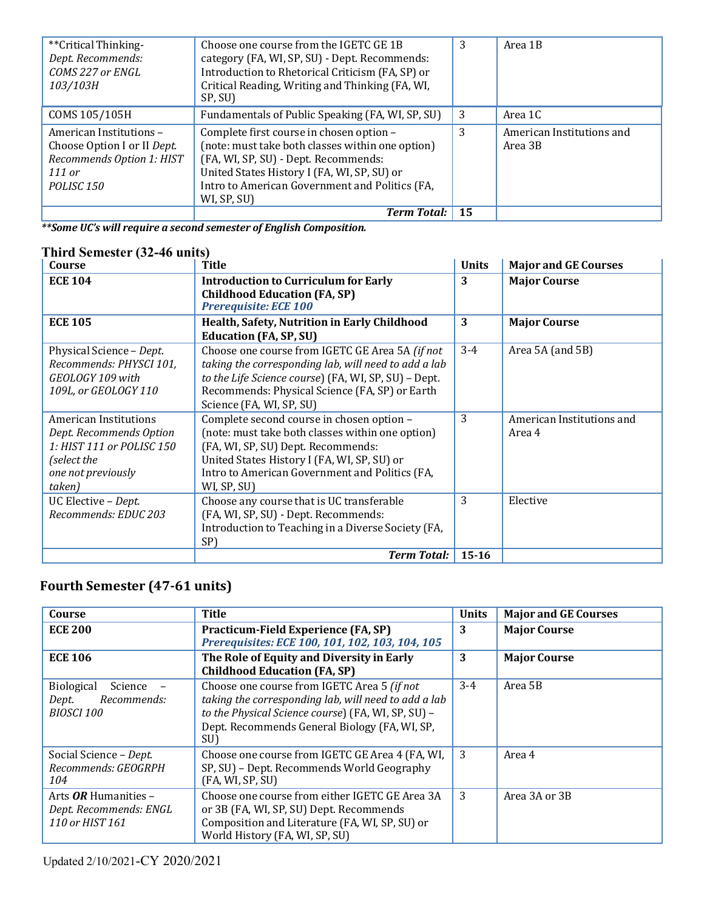| | | | |
|---|---|---|---|
| **Critical Thinking- *Dept. Recommends: COMS 227 or ENGL 103/103H* | Choose one course from the IGETC GE 1B category (FA, WI, SP, SU) - Dept. Recommends: Introduction to Rhetorical Criticism (FA, SP) or Critical Reading, Writing and Thinking (FA, WI, SP, SU) | 3 | Area 1B |
| COMS 105/105H | Fundamentals of Public Speaking (FA, WI, SP, SU) | 3 | Area 1C |
| American Institutions – Choose Option I or II *Dept. Recommends Option 1: HIST 111 or POLISC 150* | Complete first course in chosen option – (note: must take both classes within one option) (FA, WI, SP, SU) - Dept. Recommends: United States History I (FA, WI, SP, SU) or Intro to American Government and Politics (FA, WI, SP, SU) | 3 | American Institutions and Area 3B |
| | ***Term Total:*** | **15** | |

***Some UC's will require a second semester of English Composition.***

## Third Semester (32-46 units)

| Course | Title | Units | Major and GE Courses |
|---|---|---|---|
| **ECE 104** | **Introduction to Curriculum for Early Childhood Education (FA, SP)** ***Prerequisite: ECE 100*** | **3** | **Major Course** |
| **ECE 105** | **Health, Safety, Nutrition in Early Childhood Education (FA, SP, SU)** | **3** | **Major Course** |
| Physical Science – *Dept. Recommends: PHYSCI 101, GEOLOGY 109 with 109L, or GEOLOGY 110* | Choose one course from IGETC GE Area 5A *(if not taking the corresponding lab, will need to add a lab to the Life Science course)* (FA, WI, SP, SU) – Dept. Recommends: Physical Science (FA, SP) or Earth Science (FA, WI, SP, SU) | 3-4 | Area 5A (and 5B) |
| American Institutions *Dept. Recommends Option 1: HIST 111 or POLISC 150 (select the one not previously taken)* | Complete second course in chosen option – (note: must take both classes within one option) (FA, WI, SP, SU) Dept. Recommends: United States History I (FA, WI, SP, SU) or Intro to American Government and Politics (FA, WI, SP, SU) | 3 | American Institutions and Area 4 |
| UC Elective – *Dept. Recommends: EDUC 203* | Choose any course that is UC transferable (FA, WI, SP, SU) - Dept. Recommends: Introduction to Teaching in a Diverse Society (FA, SP) | 3 | Elective |
| | ***Term Total:*** | **15-16** | |

## Fourth Semester (47-61 units)

| Course | Title | Units | Major and GE Courses |
|---|---|---|---|
| **ECE 200** | **Practicum-Field Experience (FA, SP)** ***Prerequisites: ECE 100, 101, 102, 103, 104, 105*** | **3** | **Major Course** |
| **ECE 106** | **The Role of Equity and Diversity in Early Childhood Education (FA, SP)** | **3** | **Major Course** |
| Biological Science – *Dept. Recommends: BIOSCI 100* | Choose one course from IGETC Area 5 *(if not taking the corresponding lab, will need to add a lab to the Physical Science course)* (FA, WI, SP, SU) – Dept. Recommends General Biology (FA, WI, SP, SU) | 3-4 | Area 5B |
| Social Science – *Dept. Recommends: GEOGRPH 104* | Choose one course from IGETC GE Area 4 (FA, WI, SP, SU) – Dept. Recommends World Geography (FA, WI, SP, SU) | 3 | Area 4 |
| Arts ***OR*** Humanities – *Dept. Recommends: ENGL 110 or HIST 161* | Choose one course from either IGETC GE Area 3A or 3B (FA, WI, SP, SU) Dept. Recommends Composition and Literature (FA, WI, SP, SU) or World History (FA, WI, SP, SU) | 3 | Area 3A or 3B |

Updated 2/10/2021-CY 2020/2021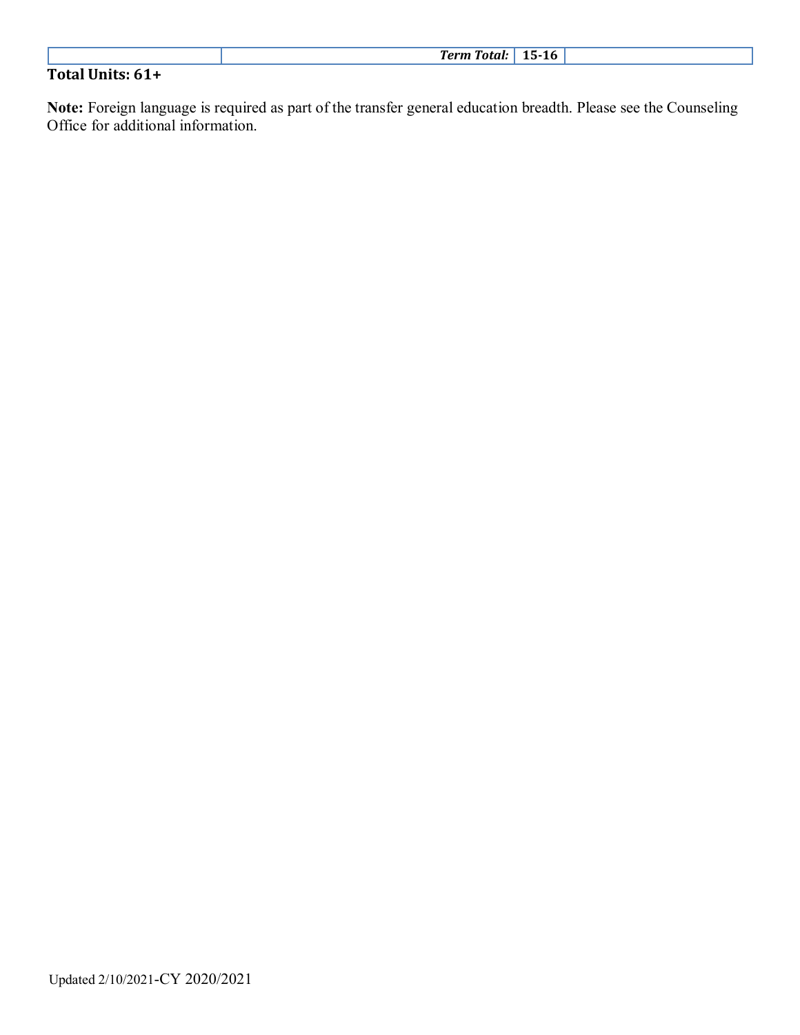| | | | |
|---|---|---|---|
| | ***Term Total:*** | **15-16** | |

**Total Units: 61+**

**Note:** Foreign language is required as part of the transfer general education breadth. Please see the Counseling Office for additional information.

Updated 2/10/2021-CY 2020/2021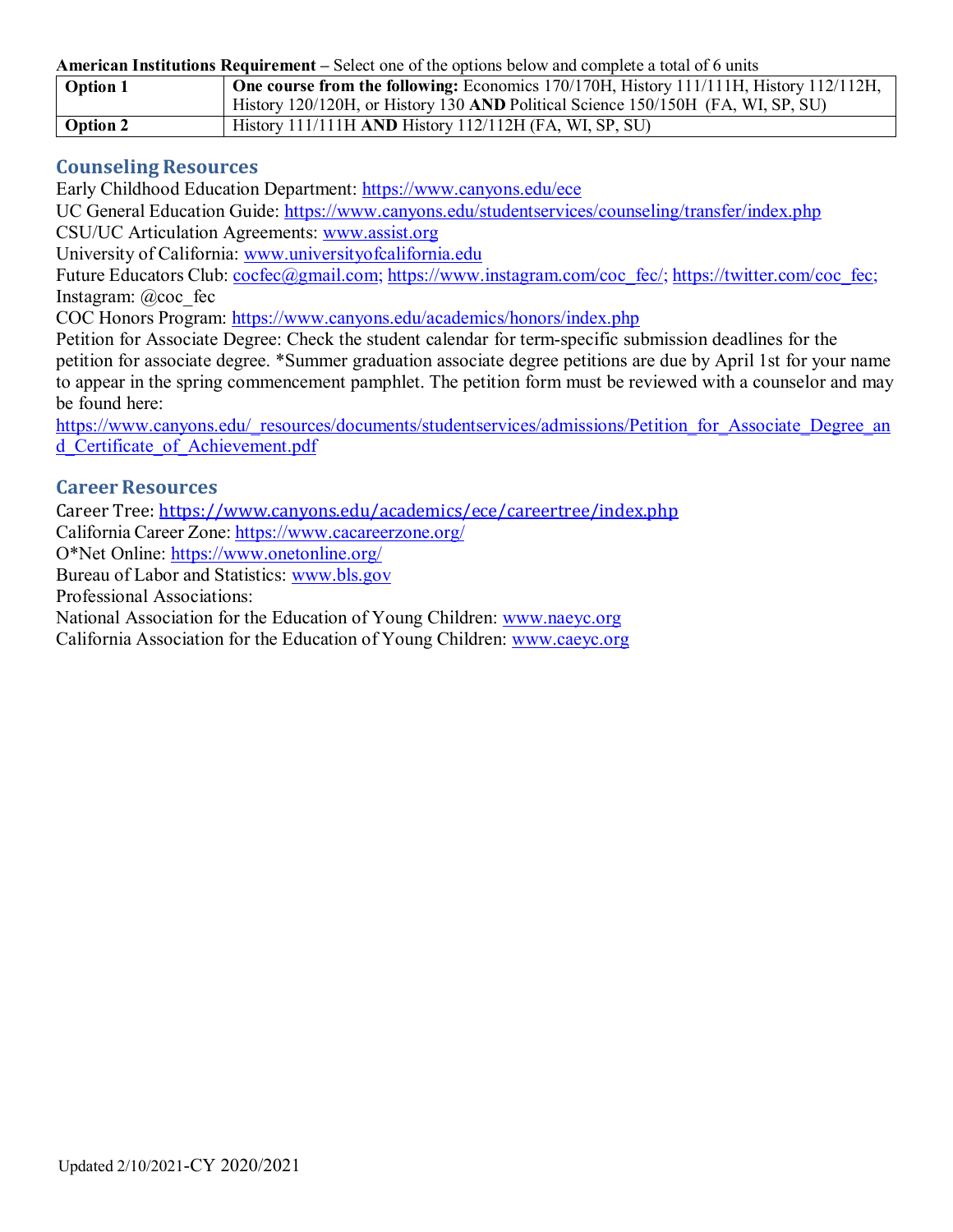**American Institutions Requirement** – Select one of the options below and complete a total of 6 units

| | |
|---|---|
| **Option 1** | **One course from the following:** Economics 170/170H, History 111/111H, History 112/112H, History 120/120H, or History 130 **AND** Political Science 150/150H (FA, WI, SP, SU) |
| **Option 2** | History 111/111H **AND** History 112/112H (FA, WI, SP, SU) |

## Counseling Resources

Early Childhood Education Department: https://www.canyons.edu/ece
UC General Education Guide: https://www.canyons.edu/studentservices/counseling/transfer/index.php
CSU/UC Articulation Agreements: www.assist.org
University of California: www.universityofcalifornia.edu
Future Educators Club: cocfec@gmail.com; https://www.instagram.com/coc_fec/; https://twitter.com/coc_fec; Instagram: @coc_fec
COC Honors Program: https://www.canyons.edu/academics/honors/index.php
Petition for Associate Degree: Check the student calendar for term-specific submission deadlines for the petition for associate degree. *Summer graduation associate degree petitions are due by April 1st for your name to appear in the spring commencement pamphlet. The petition form must be reviewed with a counselor and may be found here:
https://www.canyons.edu/_resources/documents/studentservices/admissions/Petition_for_Associate_Degree_and_Certificate_of_Achievement.pdf

## Career Resources

Career Tree: https://www.canyons.edu/academics/ece/careertree/index.php
California Career Zone: https://www.cacareerzone.org/
O*Net Online: https://www.onetonline.org/
Bureau of Labor and Statistics: www.bls.gov
Professional Associations:
National Association for the Education of Young Children: www.naeyc.org
California Association for the Education of Young Children: www.caeyc.org

Updated 2/10/2021-CY 2020/2021